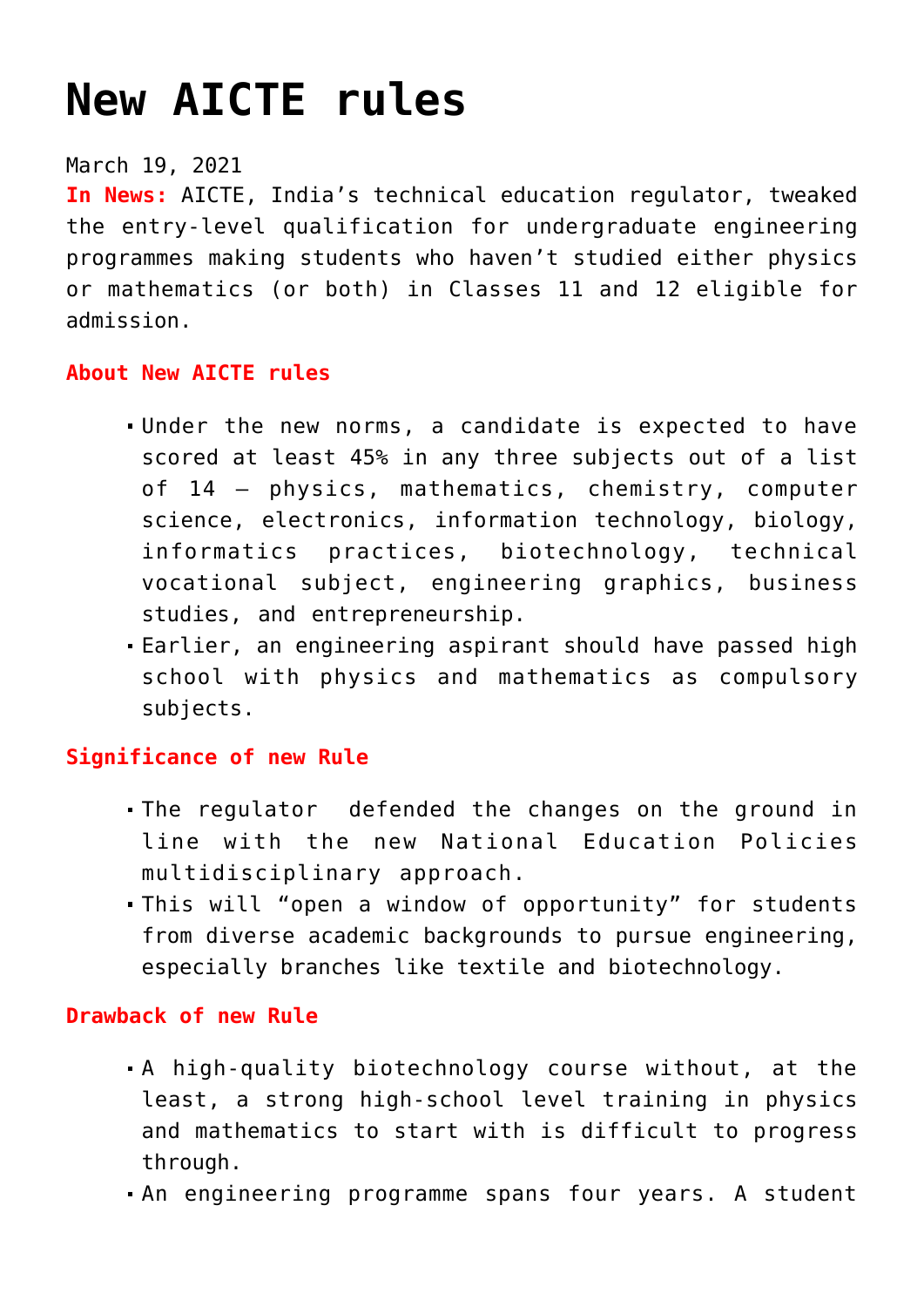# New AICTE rules

March 19, 2021

**In News:** AICTE, India's technical education regulator, tweaked the entry-level qualification for undergraduate engineering programmes making students who haven't studied either physics or mathematics (or both) in Classes 11 and 12 eligible for admission.

### About New AICTE rules

- Under the new norms, a candidate is expected to have scored at least 45% in any three subjects out of a list of 14 – physics, mathematics, chemistry, computer science, electronics, information technology, biology, informatics practices, biotechnology, technical vocational subject, engineering graphics, business studies, and entrepreneurship.
- Earlier, an engineering aspirant should have passed high school with physics and mathematics as compulsory subjects.

### Significance of new Rule

- The regulator defended the changes on the ground in line with the new National Education Policies multidisciplinary approach.
- This will "open a window of opportunity" for students from diverse academic backgrounds to pursue engineering, especially branches like textile and biotechnology.

### Drawback of new Rule

- A high-quality biotechnology course without, at the least, a strong high-school level training in physics and mathematics to start with is difficult to progress through.
- An engineering programme spans four years. A student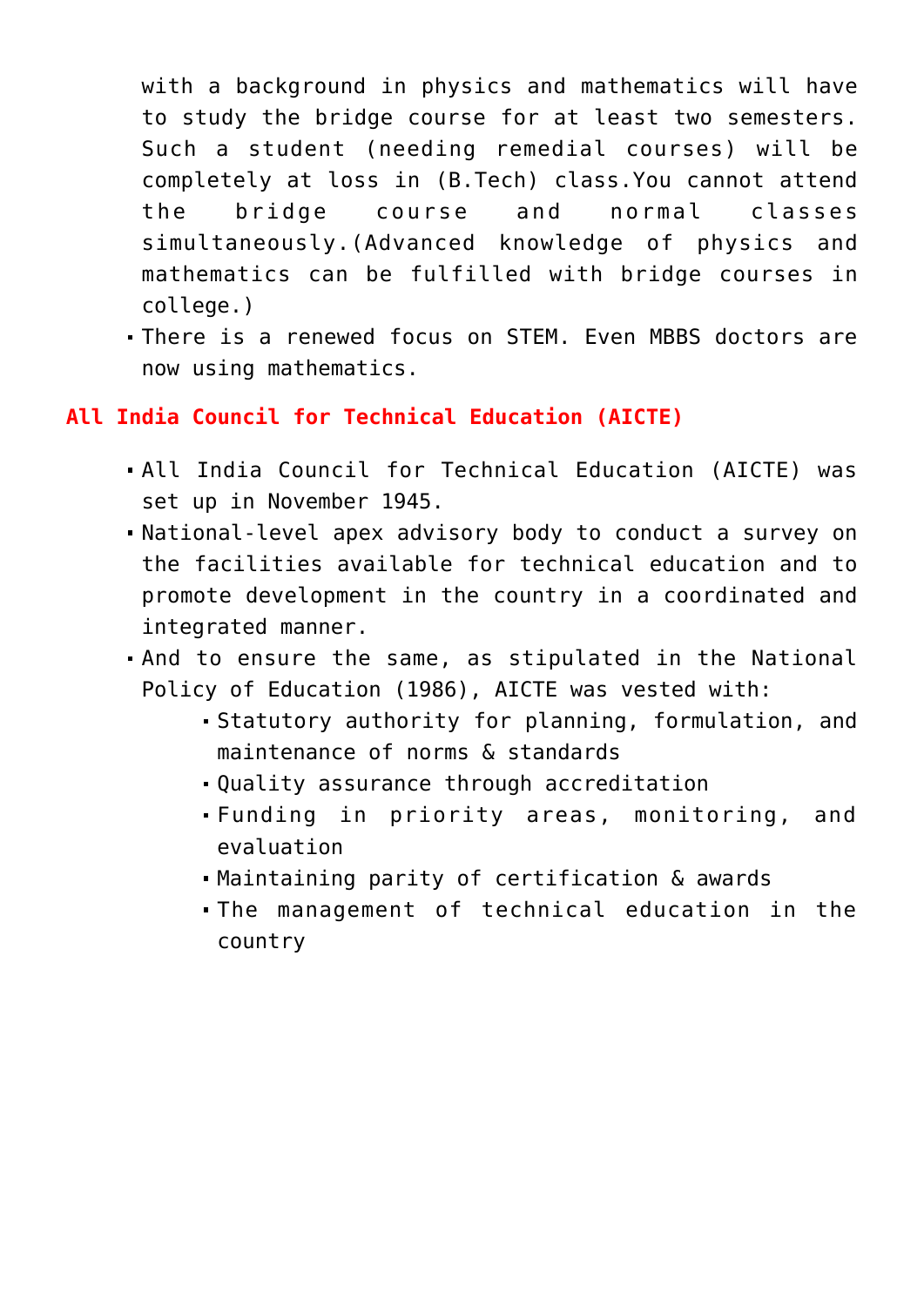with a background in physics and mathematics will have to study the bridge course for at least two semesters. Such a student (needing remedial courses) will be completely at loss in (B.Tech) class.You cannot attend the bridge course and normal classes simultaneously.(Advanced knowledge of physics and mathematics can be fulfilled with bridge courses in college.)

- There is a renewed focus on STEM. Even MBBS doctors are now using mathematics.

## All India Council for Technical Education (AICTE)

- All India Council for Technical Education (AICTE) was set up in November 1945.
- National-level apex advisory body to conduct a survey on the facilities available for technical education and to promote development in the country in a coordinated and integrated manner.
- And to ensure the same, as stipulated in the National Policy of Education (1986), AICTE was vested with:
  - Statutory authority for planning, formulation, and maintenance of norms & standards
  - Quality assurance through accreditation
  - Funding in priority areas, monitoring, and evaluation
  - Maintaining parity of certification & awards
  - The management of technical education in the country